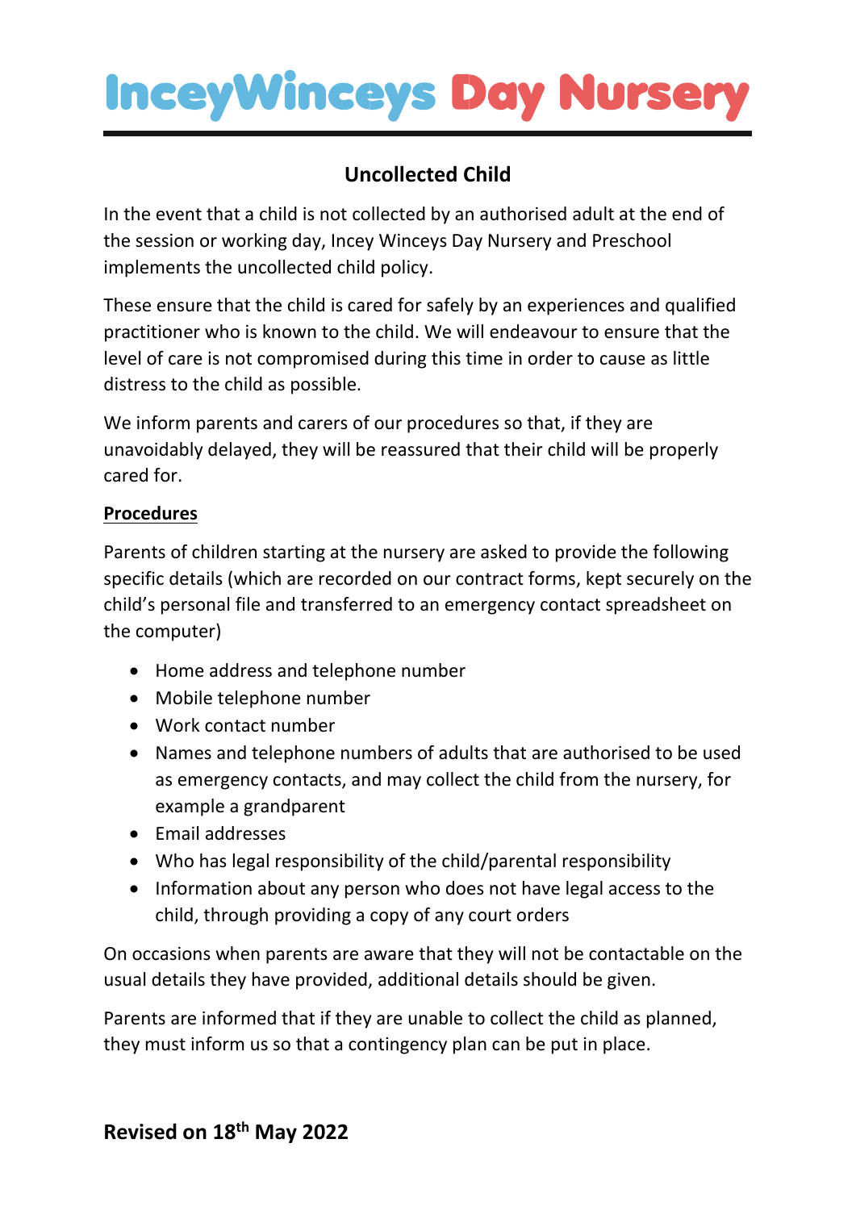# InceyWinceys Day Nursery

## Uncollected Child

In the event that a child is not collected by an authorised adult at the end of the session or working day, Incey Winceys Day Nursery and Preschool implements the uncollected child policy.

These ensure that the child is cared for safely by an experiences and qualified practitioner who is known to the child. We will endeavour to ensure that the level of care is not compromised during this time in order to cause as little distress to the child as possible.

We inform parents and carers of our procedures so that, if they are unavoidably delayed, they will be reassured that their child will be properly cared for.

**Procedures**

Parents of children starting at the nursery are asked to provide the following specific details (which are recorded on our contract forms, kept securely on the child's personal file and transferred to an emergency contact spreadsheet on the computer)

- Home address and telephone number
- Mobile telephone number
- Work contact number
- Names and telephone numbers of adults that are authorised to be used as emergency contacts, and may collect the child from the nursery, for example a grandparent
- Email addresses
- Who has legal responsibility of the child/parental responsibility
- Information about any person who does not have legal access to the child, through providing a copy of any court orders

On occasions when parents are aware that they will not be contactable on the usual details they have provided, additional details should be given.

Parents are informed that if they are unable to collect the child as planned, they must inform us so that a contingency plan can be put in place.

**Revised on 18th May 2022**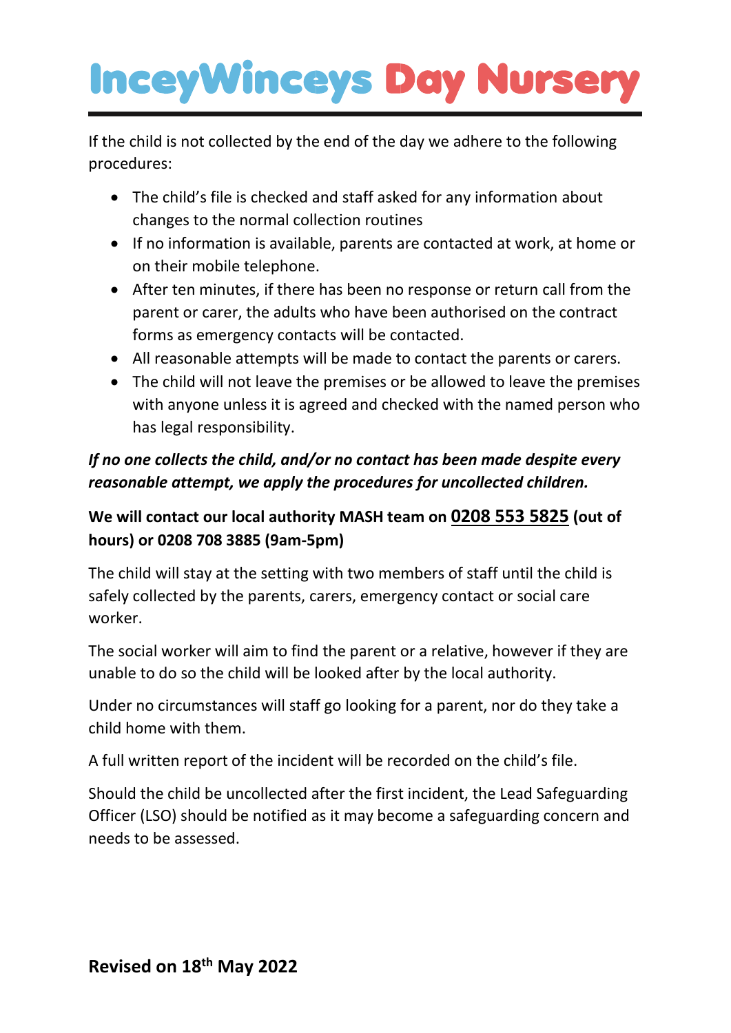If the child is not collected by the end of the day we adhere to the following procedures:

- The child's file is checked and staff asked for any information about changes to the normal collection routines
- If no information is available, parents are contacted at work, at home or on their mobile telephone.
- After ten minutes, if there has been no response or return call from the parent or carer, the adults who have been authorised on the contract forms as emergency contacts will be contacted.
- All reasonable attempts will be made to contact the parents or carers.
- The child will not leave the premises or be allowed to leave the premises with anyone unless it is agreed and checked with the named person who has legal responsibility.

***If no one collects the child, and/or no contact has been made despite every reasonable attempt, we apply the procedures for uncollected children.***

**We will contact our local authority MASH team on 0208 553 5825 (out of hours) or 0208 708 3885 (9am-5pm)**

The child will stay at the setting with two members of staff until the child is safely collected by the parents, carers, emergency contact or social care worker.

The social worker will aim to find the parent or a relative, however if they are unable to do so the child will be looked after by the local authority.

Under no circumstances will staff go looking for a parent, nor do they take a child home with them.

A full written report of the incident will be recorded on the child's file.

Should the child be uncollected after the first incident, the Lead Safeguarding Officer (LSO) should be notified as it may become a safeguarding concern and needs to be assessed.

**Revised on 18th May 2022**